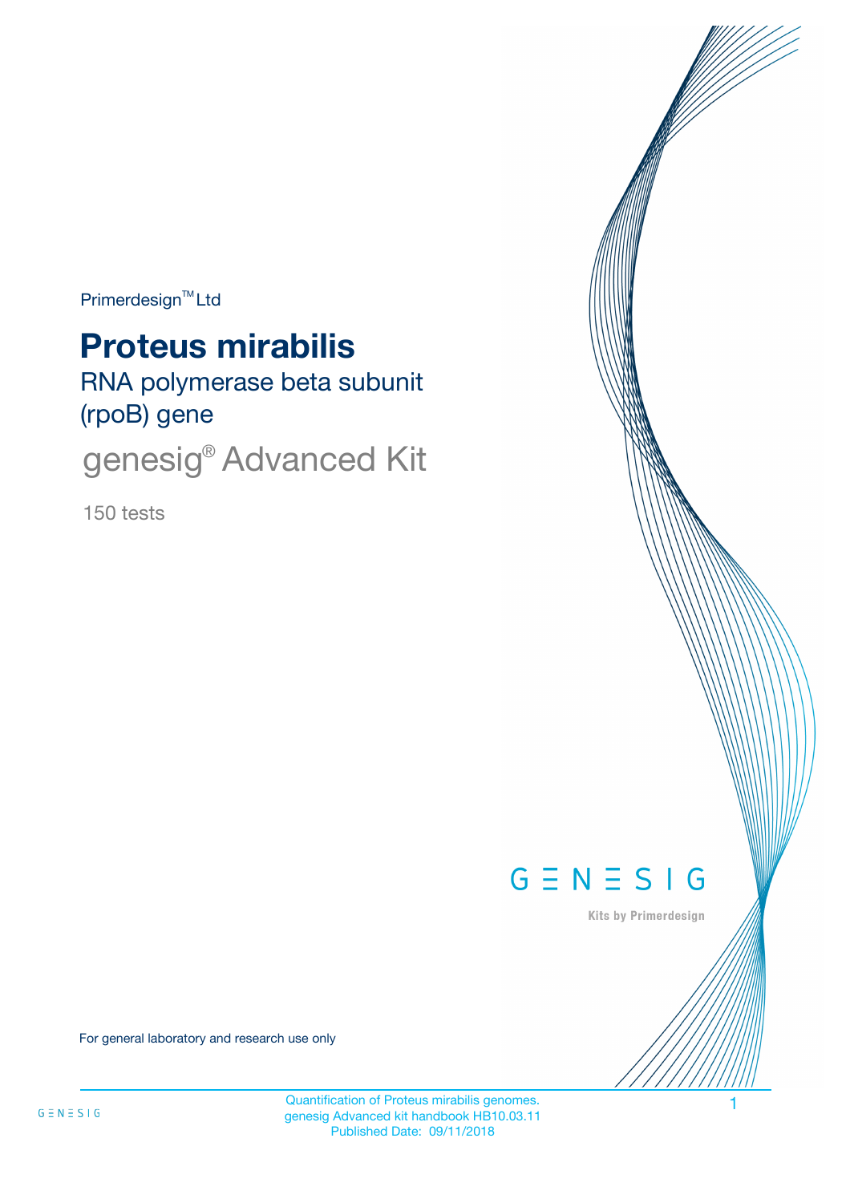Primerdesign™ Ltd

# Proteus mirabilis

## RNA polymerase beta subunit (rpoB) gene

## genesig® Advanced Kit

150 tests

GENESIG

Kits by Primerdesign

For general laboratory and research use only

Quantification of Proteus mirabilis genomes.
genesig Advanced kit handbook HB10.03.11
Published Date: 09/11/2018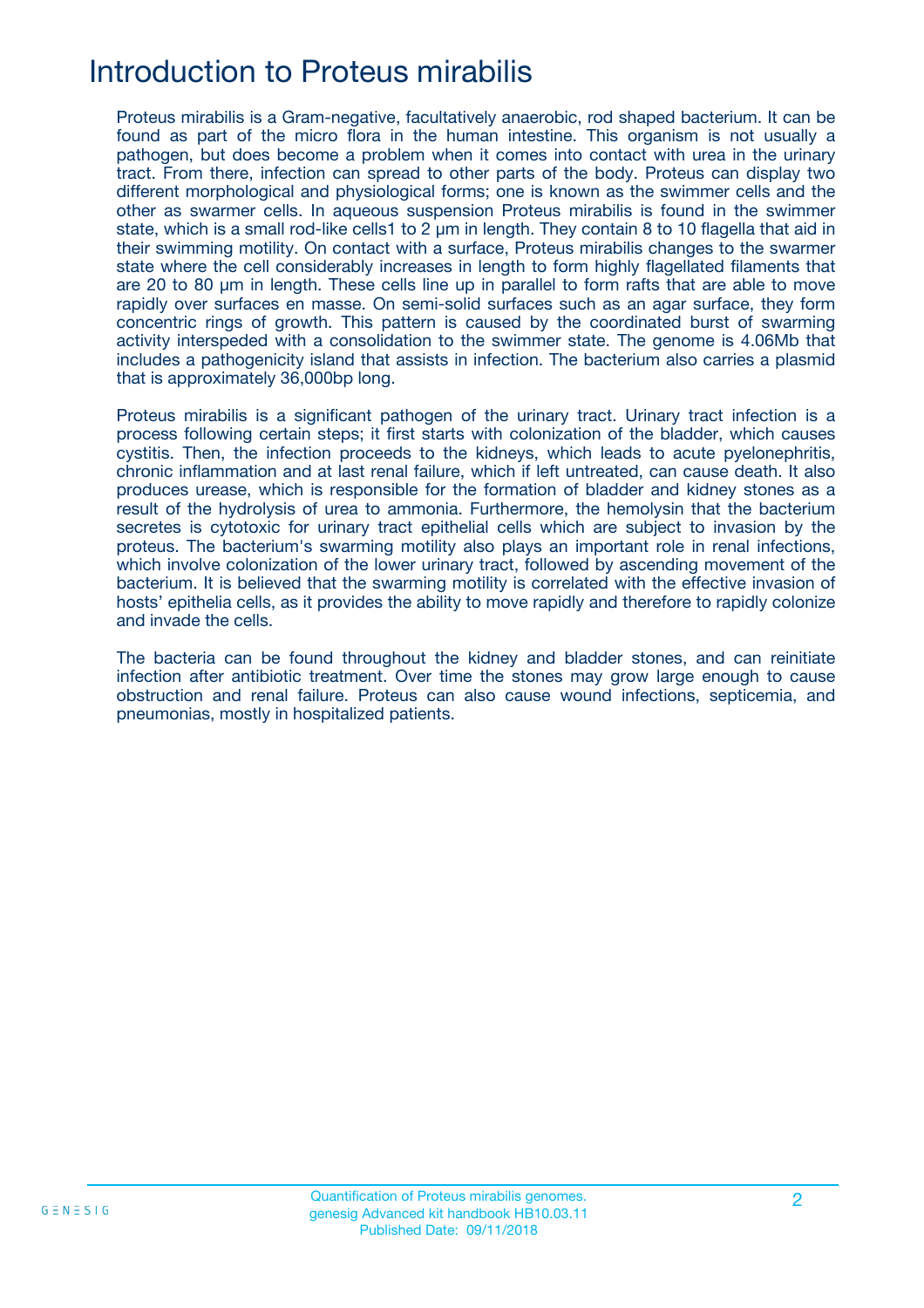# Introduction to Proteus mirabilis

Proteus mirabilis is a Gram-negative, facultatively anaerobic, rod shaped bacterium. It can be found as part of the micro flora in the human intestine. This organism is not usually a pathogen, but does become a problem when it comes into contact with urea in the urinary tract. From there, infection can spread to other parts of the body. Proteus can display two different morphological and physiological forms; one is known as the swimmer cells and the other as swarmer cells. In aqueous suspension Proteus mirabilis is found in the swimmer state, which is a small rod-like cells1 to 2 µm in length. They contain 8 to 10 flagella that aid in their swimming motility. On contact with a surface, Proteus mirabilis changes to the swarmer state where the cell considerably increases in length to form highly flagellated filaments that are 20 to 80 µm in length. These cells line up in parallel to form rafts that are able to move rapidly over surfaces en masse. On semi-solid surfaces such as an agar surface, they form concentric rings of growth. This pattern is caused by the coordinated burst of swarming activity interspeded with a consolidation to the swimmer state. The genome is 4.06Mb that includes a pathogenicity island that assists in infection. The bacterium also carries a plasmid that is approximately 36,000bp long.

Proteus mirabilis is a significant pathogen of the urinary tract. Urinary tract infection is a process following certain steps; it first starts with colonization of the bladder, which causes cystitis. Then, the infection proceeds to the kidneys, which leads to acute pyelonephritis, chronic inflammation and at last renal failure, which if left untreated, can cause death. It also produces urease, which is responsible for the formation of bladder and kidney stones as a result of the hydrolysis of urea to ammonia. Furthermore, the hemolysin that the bacterium secretes is cytotoxic for urinary tract epithelial cells which are subject to invasion by the proteus. The bacterium's swarming motility also plays an important role in renal infections, which involve colonization of the lower urinary tract, followed by ascending movement of the bacterium. It is believed that the swarming motility is correlated with the effective invasion of hosts' epithelia cells, as it provides the ability to move rapidly and therefore to rapidly colonize and invade the cells.

The bacteria can be found throughout the kidney and bladder stones, and can reinitiate infection after antibiotic treatment. Over time the stones may grow large enough to cause obstruction and renal failure. Proteus can also cause wound infections, septicemia, and pneumonias, mostly in hospitalized patients.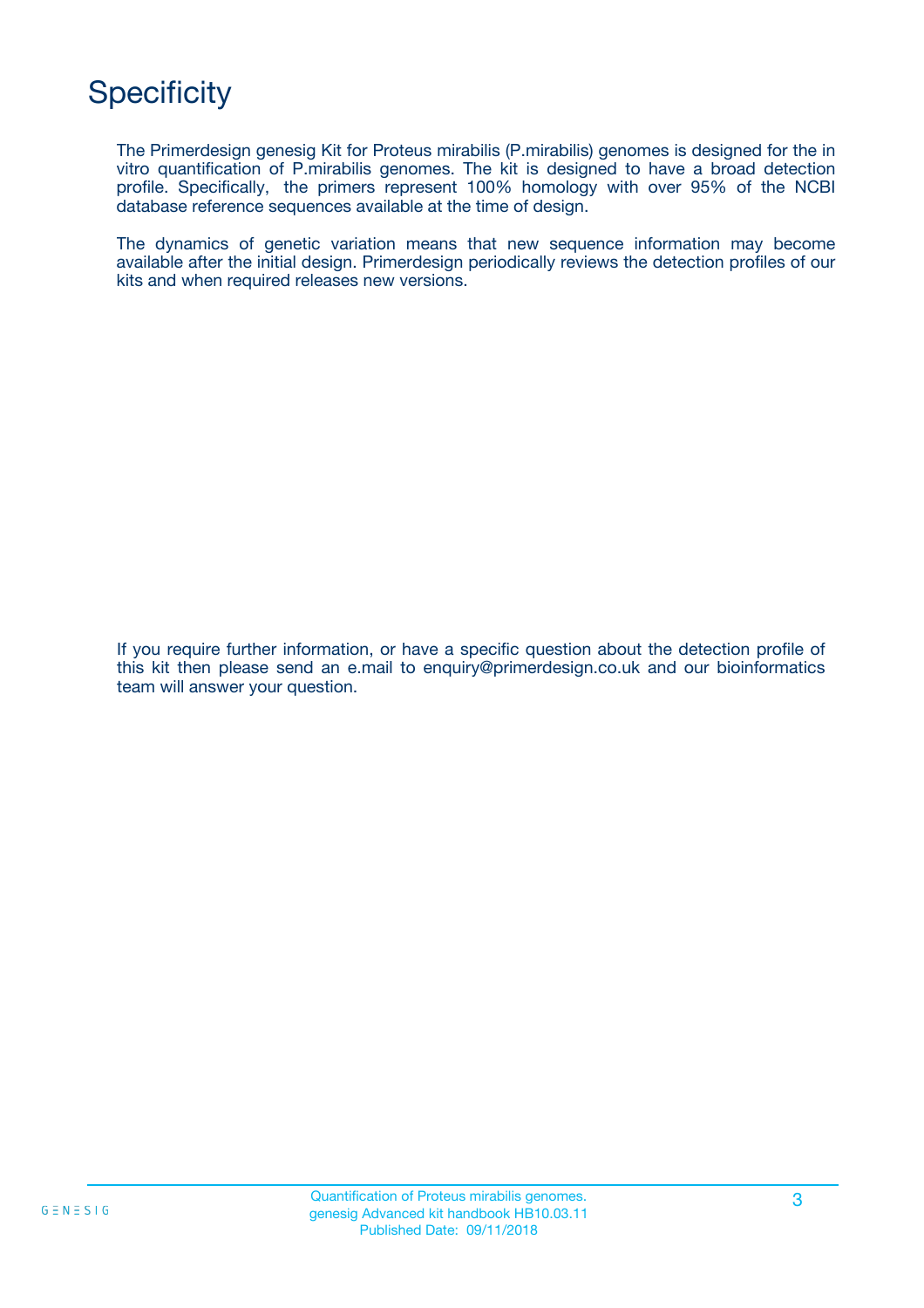# Specificity

The Primerdesign genesig Kit for Proteus mirabilis (P.mirabilis) genomes is designed for the in vitro quantification of P.mirabilis genomes. The kit is designed to have a broad detection profile. Specifically, the primers represent 100% homology with over 95% of the NCBI database reference sequences available at the time of design.

The dynamics of genetic variation means that new sequence information may become available after the initial design. Primerdesign periodically reviews the detection profiles of our kits and when required releases new versions.

If you require further information, or have a specific question about the detection profile of this kit then please send an e.mail to enquiry@primerdesign.co.uk and our bioinformatics team will answer your question.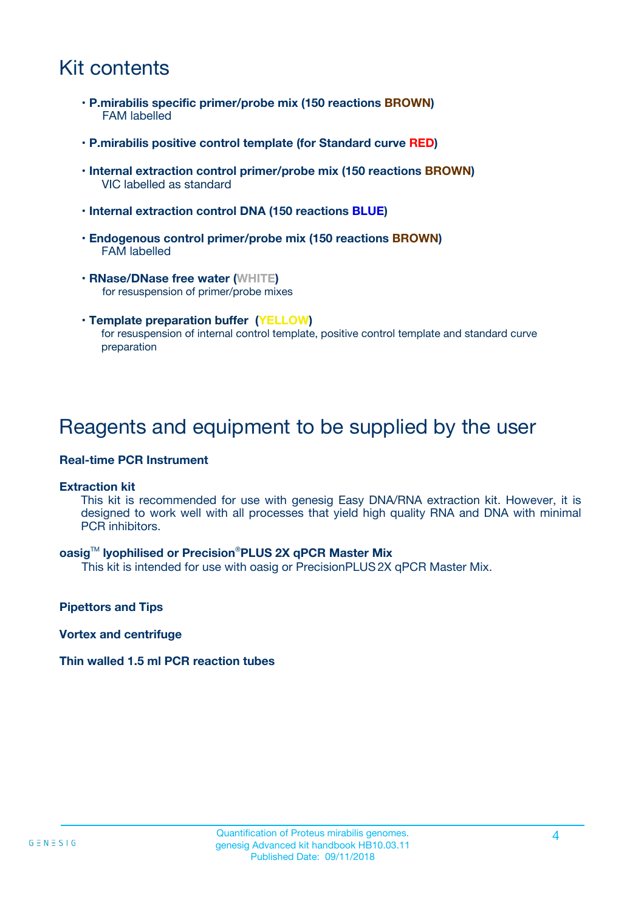# Kit contents

- **P.mirabilis specific primer/probe mix (150 reactions BROWN)**
  FAM labelled

- **P.mirabilis positive control template (for Standard curve RED)**

- **Internal extraction control primer/probe mix (150 reactions BROWN)**
  VIC labelled as standard

- **Internal extraction control DNA (150 reactions BLUE)**

- **Endogenous control primer/probe mix (150 reactions BROWN)**
  FAM labelled

- **RNase/DNase free water (WHITE)**
  for resuspension of primer/probe mixes

- **Template preparation buffer (YELLOW)**
  for resuspension of internal control template, positive control template and standard curve preparation

# Reagents and equipment to be supplied by the user

**Real-time PCR Instrument**

**Extraction kit**

This kit is recommended for use with genesig Easy DNA/RNA extraction kit. However, it is designed to work well with all processes that yield high quality RNA and DNA with minimal PCR inhibitors.

**oasig™ lyophilised or Precision®PLUS 2X qPCR Master Mix**

This kit is intended for use with oasig or PrecisionPLUS 2X qPCR Master Mix.

**Pipettors and Tips**

**Vortex and centrifuge**

**Thin walled 1.5 ml PCR reaction tubes**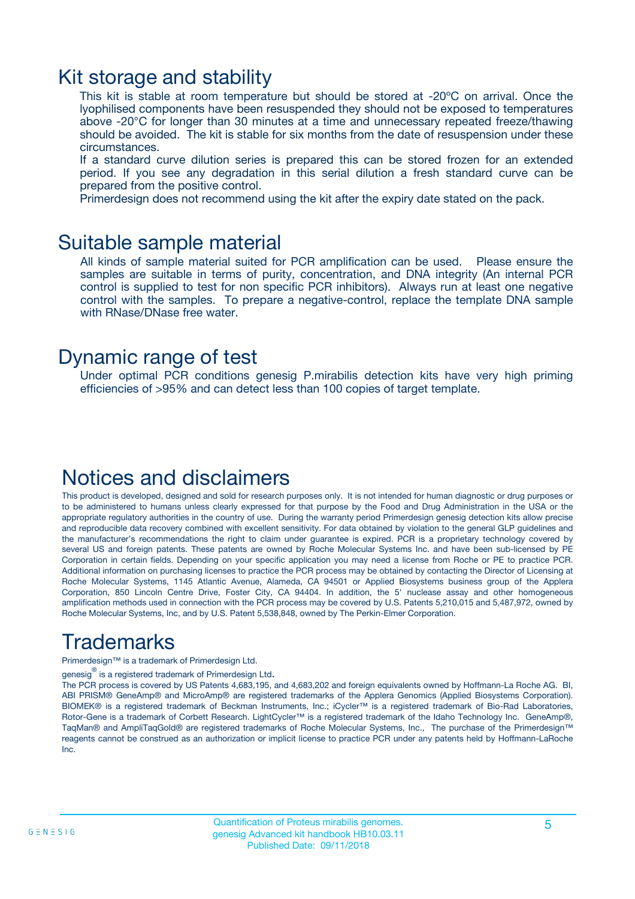# Kit storage and stability

This kit is stable at room temperature but should be stored at -20ºC on arrival. Once the lyophilised components have been resuspended they should not be exposed to temperatures above -20°C for longer than 30 minutes at a time and unnecessary repeated freeze/thawing should be avoided. The kit is stable for six months from the date of resuspension under these circumstances.

If a standard curve dilution series is prepared this can be stored frozen for an extended period. If you see any degradation in this serial dilution a fresh standard curve can be prepared from the positive control.

Primerdesign does not recommend using the kit after the expiry date stated on the pack.

# Suitable sample material

All kinds of sample material suited for PCR amplification can be used. Please ensure the samples are suitable in terms of purity, concentration, and DNA integrity (An internal PCR control is supplied to test for non specific PCR inhibitors). Always run at least one negative control with the samples. To prepare a negative-control, replace the template DNA sample with RNase/DNase free water.

# Dynamic range of test

Under optimal PCR conditions genesig P.mirabilis detection kits have very high priming efficiencies of >95% and can detect less than 100 copies of target template.

# Notices and disclaimers

This product is developed, designed and sold for research purposes only. It is not intended for human diagnostic or drug purposes or to be administered to humans unless clearly expressed for that purpose by the Food and Drug Administration in the USA or the appropriate regulatory authorities in the country of use. During the warranty period Primerdesign genesig detection kits allow precise and reproducible data recovery combined with excellent sensitivity. For data obtained by violation to the general GLP guidelines and the manufacturer's recommendations the right to claim under guarantee is expired. PCR is a proprietary technology covered by several US and foreign patents. These patents are owned by Roche Molecular Systems Inc. and have been sub-licensed by PE Corporation in certain fields. Depending on your specific application you may need a license from Roche or PE to practice PCR. Additional information on purchasing licenses to practice the PCR process may be obtained by contacting the Director of Licensing at Roche Molecular Systems, 1145 Atlantic Avenue, Alameda, CA 94501 or Applied Biosystems business group of the Applera Corporation, 850 Lincoln Centre Drive, Foster City, CA 94404. In addition, the 5' nuclease assay and other homogeneous amplification methods used in connection with the PCR process may be covered by U.S. Patents 5,210,015 and 5,487,972, owned by Roche Molecular Systems, Inc, and by U.S. Patent 5,538,848, owned by The Perkin-Elmer Corporation.

# Trademarks

Primerdesign™ is a trademark of Primerdesign Ltd.

genesig® is a registered trademark of Primerdesign Ltd.

The PCR process is covered by US Patents 4,683,195, and 4,683,202 and foreign equivalents owned by Hoffmann-La Roche AG. BI, ABI PRISM® GeneAmp® and MicroAmp® are registered trademarks of the Applera Genomics (Applied Biosystems Corporation). BIOMEK® is a registered trademark of Beckman Instruments, Inc.; iCycler™ is a registered trademark of Bio-Rad Laboratories, Rotor-Gene is a trademark of Corbett Research. LightCycler™ is a registered trademark of the Idaho Technology Inc. GeneAmp®, TaqMan® and AmpliTaqGold® are registered trademarks of Roche Molecular Systems, Inc., The purchase of the Primerdesign™ reagents cannot be construed as an authorization or implicit license to practice PCR under any patents held by Hoffmann-LaRoche Inc.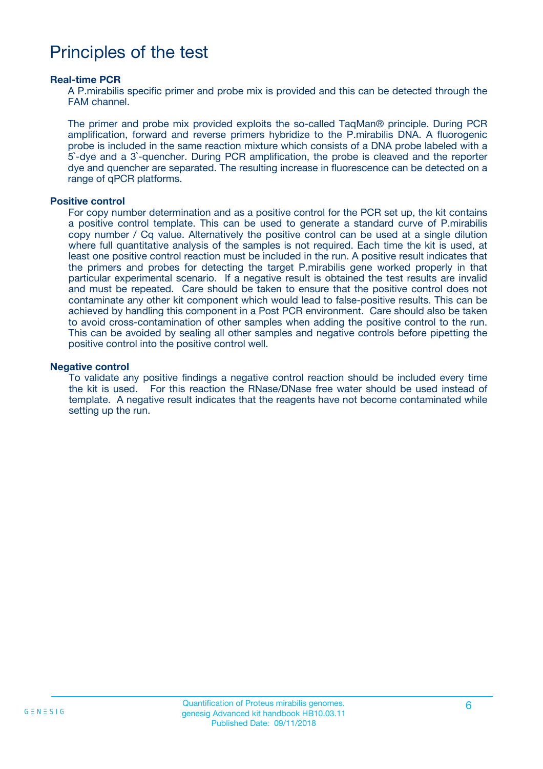# Principles of the test

### Real-time PCR

A P.mirabilis specific primer and probe mix is provided and this can be detected through the FAM channel.

The primer and probe mix provided exploits the so-called TaqMan® principle. During PCR amplification, forward and reverse primers hybridize to the P.mirabilis DNA. A fluorogenic probe is included in the same reaction mixture which consists of a DNA probe labeled with a 5`-dye and a 3`-quencher. During PCR amplification, the probe is cleaved and the reporter dye and quencher are separated. The resulting increase in fluorescence can be detected on a range of qPCR platforms.

### Positive control

For copy number determination and as a positive control for the PCR set up, the kit contains a positive control template. This can be used to generate a standard curve of P.mirabilis copy number / Cq value. Alternatively the positive control can be used at a single dilution where full quantitative analysis of the samples is not required. Each time the kit is used, at least one positive control reaction must be included in the run. A positive result indicates that the primers and probes for detecting the target P.mirabilis gene worked properly in that particular experimental scenario. If a negative result is obtained the test results are invalid and must be repeated. Care should be taken to ensure that the positive control does not contaminate any other kit component which would lead to false-positive results. This can be achieved by handling this component in a Post PCR environment. Care should also be taken to avoid cross-contamination of other samples when adding the positive control to the run. This can be avoided by sealing all other samples and negative controls before pipetting the positive control into the positive control well.

### Negative control

To validate any positive findings a negative control reaction should be included every time the kit is used. For this reaction the RNase/DNase free water should be used instead of template. A negative result indicates that the reagents have not become contaminated while setting up the run.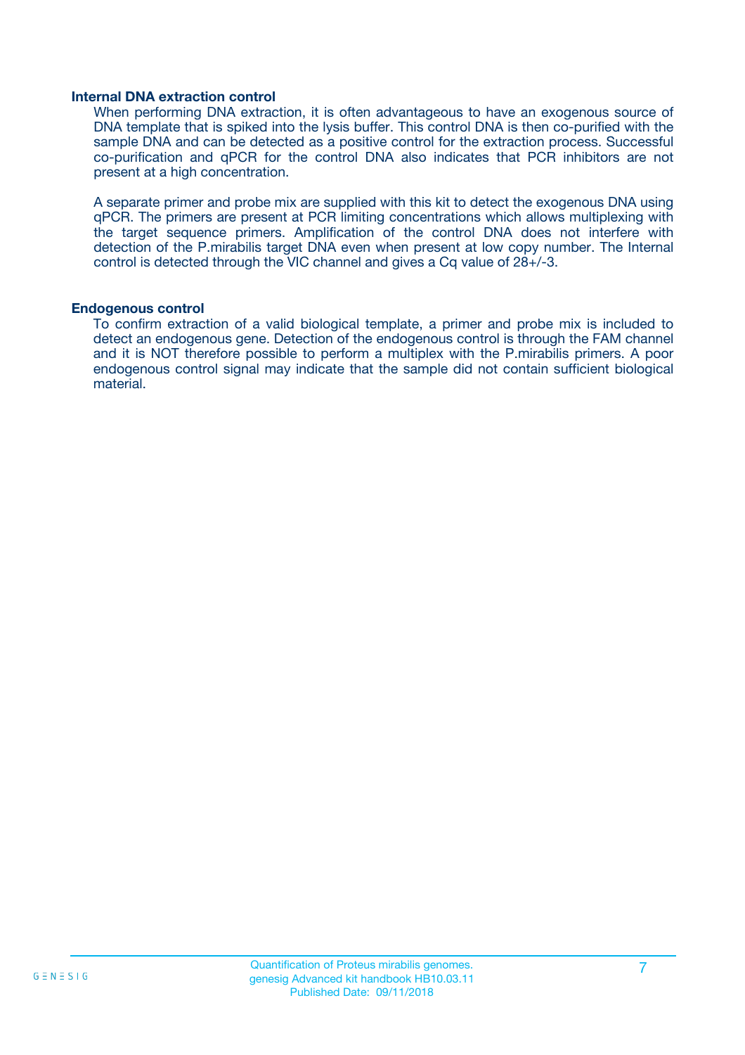### Internal DNA extraction control

When performing DNA extraction, it is often advantageous to have an exogenous source of DNA template that is spiked into the lysis buffer. This control DNA is then co-purified with the sample DNA and can be detected as a positive control for the extraction process. Successful co-purification and qPCR for the control DNA also indicates that PCR inhibitors are not present at a high concentration.

A separate primer and probe mix are supplied with this kit to detect the exogenous DNA using qPCR. The primers are present at PCR limiting concentrations which allows multiplexing with the target sequence primers. Amplification of the control DNA does not interfere with detection of the P.mirabilis target DNA even when present at low copy number. The Internal control is detected through the VIC channel and gives a Cq value of 28+/-3.

### Endogenous control

To confirm extraction of a valid biological template, a primer and probe mix is included to detect an endogenous gene. Detection of the endogenous control is through the FAM channel and it is NOT therefore possible to perform a multiplex with the P.mirabilis primers. A poor endogenous control signal may indicate that the sample did not contain sufficient biological material.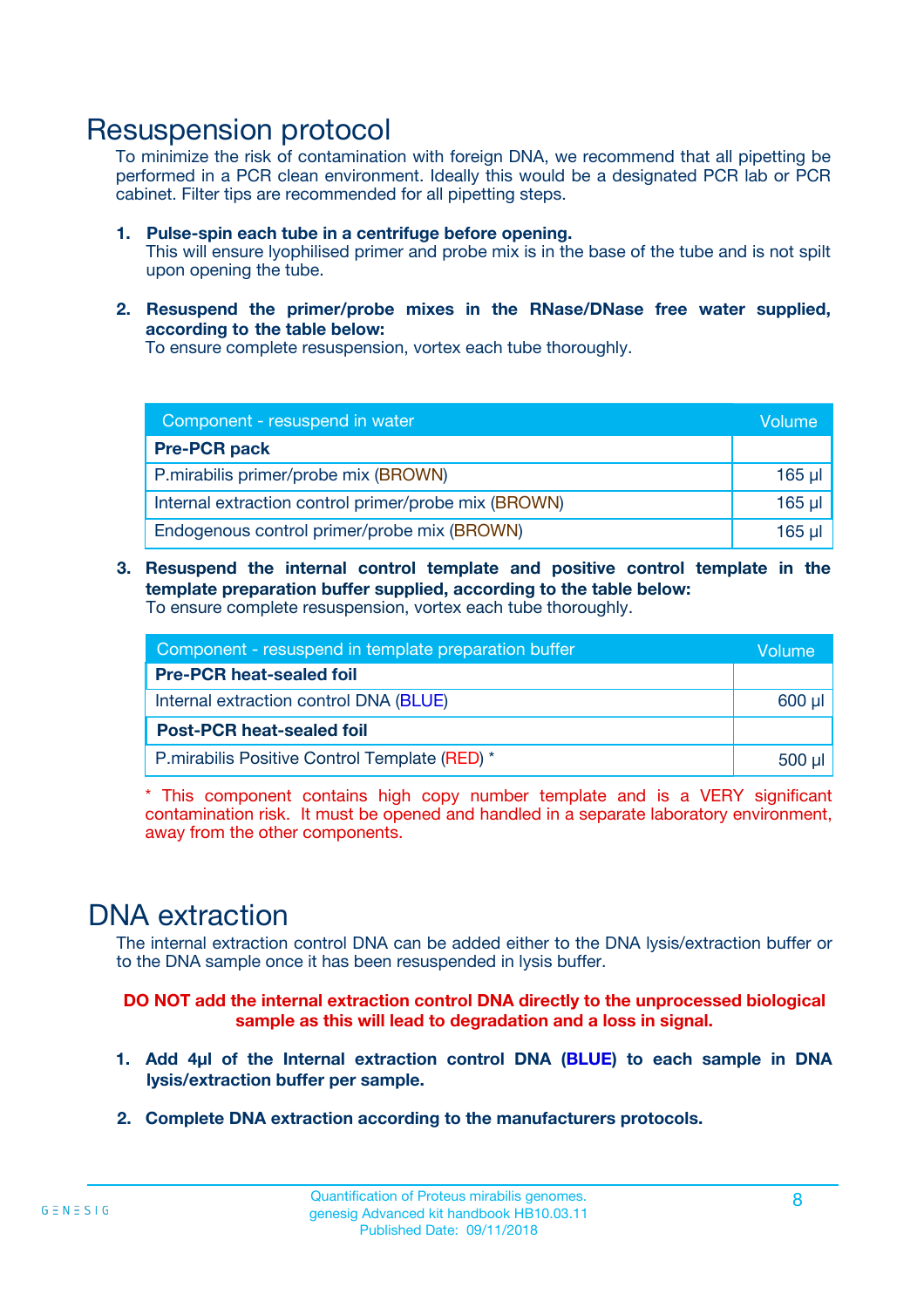# Resuspension protocol

To minimize the risk of contamination with foreign DNA, we recommend that all pipetting be performed in a PCR clean environment. Ideally this would be a designated PCR lab or PCR cabinet. Filter tips are recommended for all pipetting steps.

1. **Pulse-spin each tube in a centrifuge before opening.**
   This will ensure lyophilised primer and probe mix is in the base of the tube and is not spilt upon opening the tube.

2. **Resuspend the primer/probe mixes in the RNase/DNase free water supplied, according to the table below:**
   To ensure complete resuspension, vortex each tube thoroughly.

| Component - resuspend in water | Volume |
|---|---|
| **Pre-PCR pack** | |
| P.mirabilis primer/probe mix (BROWN) | 165 µl |
| Internal extraction control primer/probe mix (BROWN) | 165 µl |
| Endogenous control primer/probe mix (BROWN) | 165 µl |

3. **Resuspend the internal control template and positive control template in the template preparation buffer supplied, according to the table below:**
   To ensure complete resuspension, vortex each tube thoroughly.

| Component - resuspend in template preparation buffer | Volume |
|---|---|
| **Pre-PCR heat-sealed foil** | |
| Internal extraction control DNA (BLUE) | 600 µl |
| **Post-PCR heat-sealed foil** | |
| P.mirabilis Positive Control Template (RED) * | 500 µl |

\* This component contains high copy number template and is a VERY significant contamination risk. It must be opened and handled in a separate laboratory environment, away from the other components.

# DNA extraction

The internal extraction control DNA can be added either to the DNA lysis/extraction buffer or to the DNA sample once it has been resuspended in lysis buffer.

**DO NOT add the internal extraction control DNA directly to the unprocessed biological sample as this will lead to degradation and a loss in signal.**

1. **Add 4µl of the Internal extraction control DNA (BLUE) to each sample in DNA lysis/extraction buffer per sample.**

2. **Complete DNA extraction according to the manufacturers protocols.**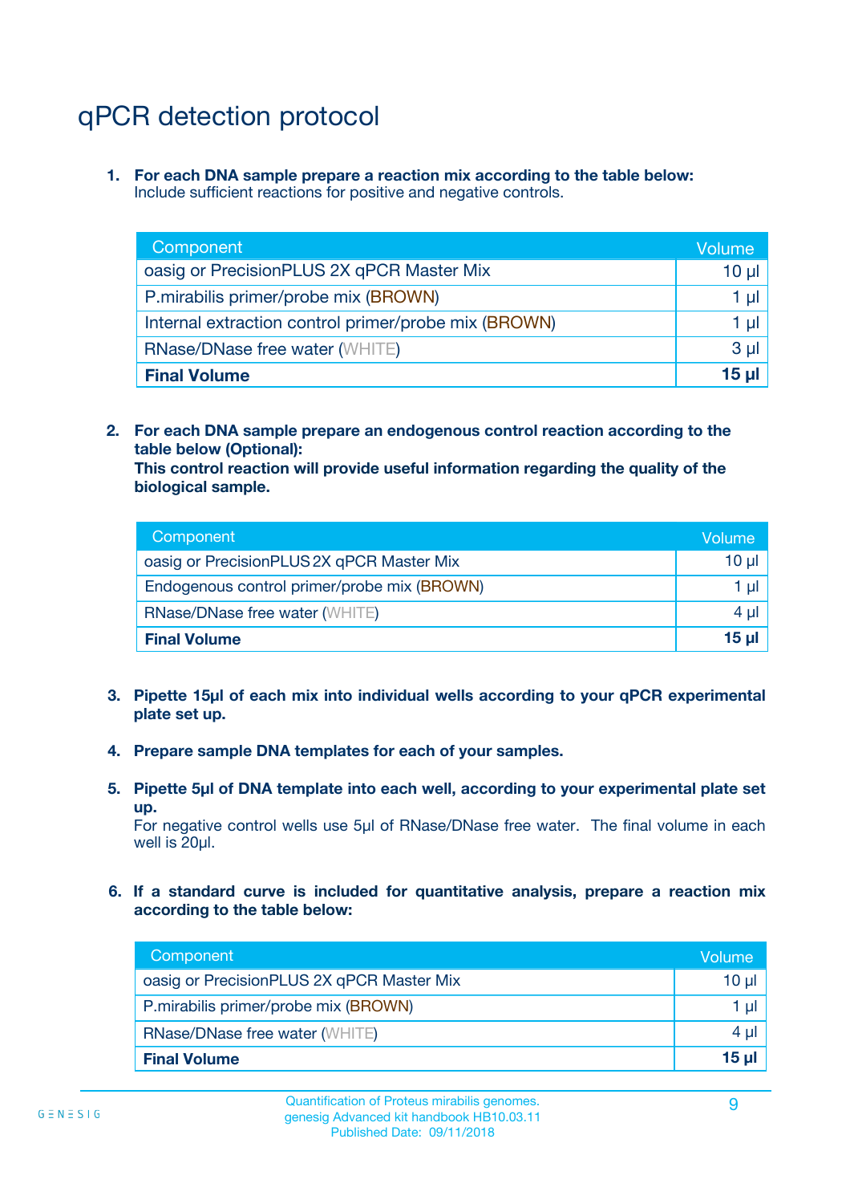# qPCR detection protocol

1. **For each DNA sample prepare a reaction mix according to the table below:**
   Include sufficient reactions for positive and negative controls.

| Component | Volume |
|---|---|
| oasig or PrecisionPLUS 2X qPCR Master Mix | 10 µl |
| P.mirabilis primer/probe mix (BROWN) | 1 µl |
| Internal extraction control primer/probe mix (BROWN) | 1 µl |
| RNase/DNase free water (WHITE) | 3 µl |
| **Final Volume** | **15 µl** |

2. **For each DNA sample prepare an endogenous control reaction according to the table below (Optional):**
   **This control reaction will provide useful information regarding the quality of the biological sample.**

| Component | Volume |
|---|---|
| oasig or PrecisionPLUS 2X qPCR Master Mix | 10 µl |
| Endogenous control primer/probe mix (BROWN) | 1 µl |
| RNase/DNase free water (WHITE) | 4 µl |
| **Final Volume** | **15 µl** |

3. **Pipette 15µl of each mix into individual wells according to your qPCR experimental plate set up.**

4. **Prepare sample DNA templates for each of your samples.**

5. **Pipette 5µl of DNA template into each well, according to your experimental plate set up.**
   For negative control wells use 5µl of RNase/DNase free water. The final volume in each well is 20µl.

6. **If a standard curve is included for quantitative analysis, prepare a reaction mix according to the table below:**

| Component | Volume |
|---|---|
| oasig or PrecisionPLUS 2X qPCR Master Mix | 10 µl |
| P.mirabilis primer/probe mix (BROWN) | 1 µl |
| RNase/DNase free water (WHITE) | 4 µl |
| **Final Volume** | **15 µl** |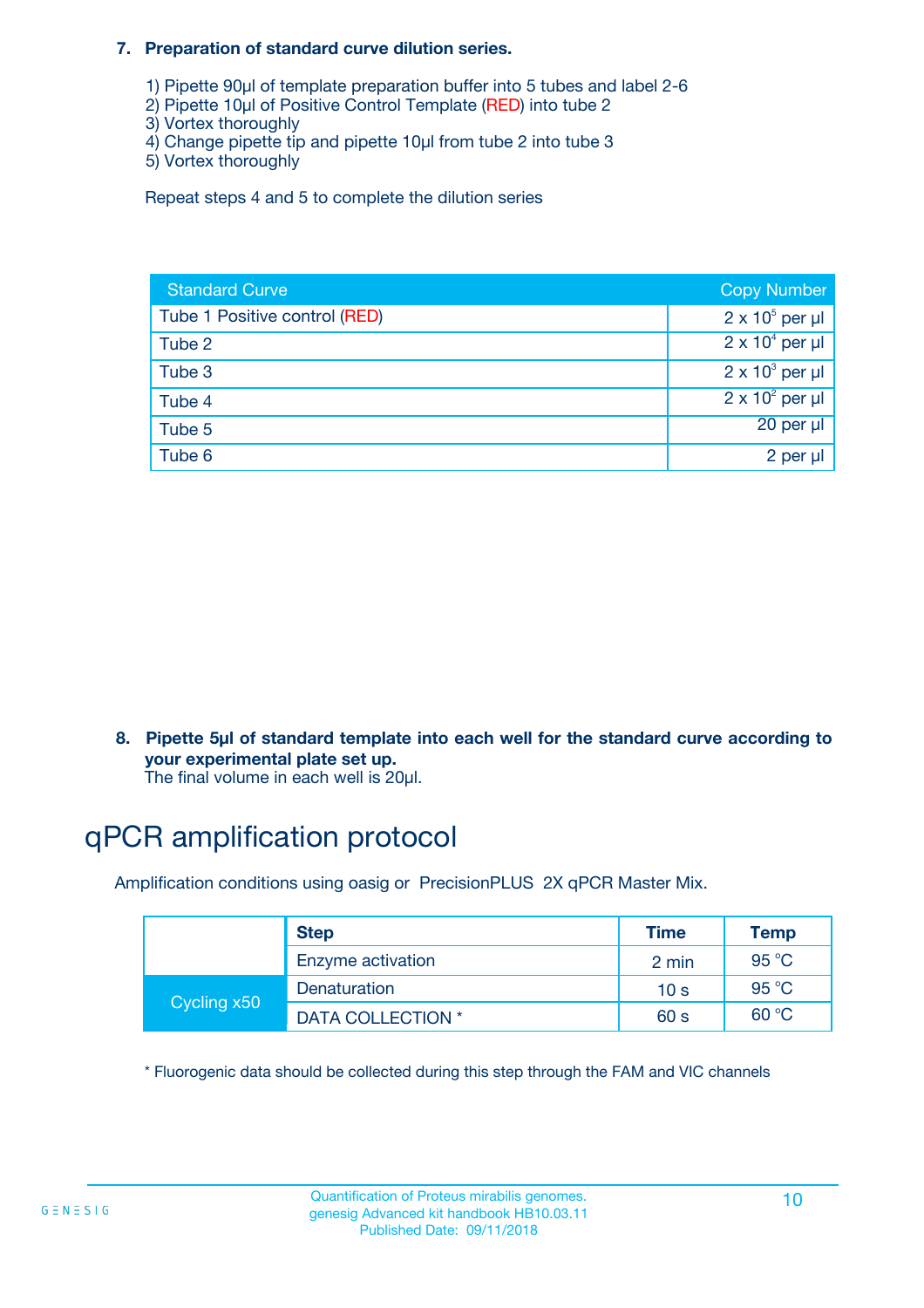### 7. Preparation of standard curve dilution series.

1) Pipette 90µl of template preparation buffer into 5 tubes and label 2-6
2) Pipette 10µl of Positive Control Template (RED) into tube 2
3) Vortex thoroughly
4) Change pipette tip and pipette 10µl from tube 2 into tube 3
5) Vortex thoroughly

Repeat steps 4 and 5 to complete the dilution series

| Standard Curve | Copy Number |
|---|---|
| Tube 1 Positive control (RED) | $2 \times 10^5$ per µl |
| Tube 2 | $2 \times 10^4$ per µl |
| Tube 3 | $2 \times 10^3$ per µl |
| Tube 4 | $2 \times 10^2$ per µl |
| Tube 5 | 20 per µl |
| Tube 6 | 2 per µl |

### 8. Pipette 5µl of standard template into each well for the standard curve according to your experimental plate set up.

The final volume in each well is 20µl.

# qPCR amplification protocol

Amplification conditions using oasig or PrecisionPLUS 2X qPCR Master Mix.

| | Step | Time | Temp |
|---|---|---|---|
| | Enzyme activation | 2 min | 95 °C |
| Cycling x50 | Denaturation | 10 s | 95 °C |
| | DATA COLLECTION * | 60 s | 60 °C |

* Fluorogenic data should be collected during this step through the FAM and VIC channels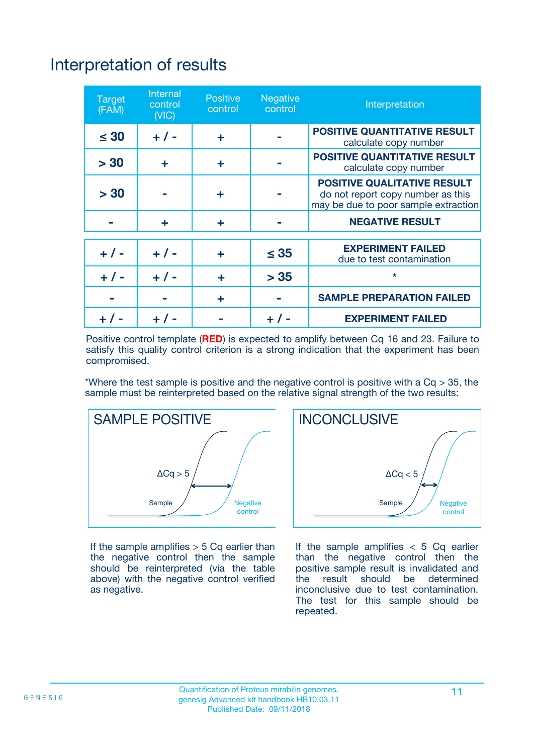# Interpretation of results

| Target (FAM) | Internal control (VIC) | Positive control | Negative control | Interpretation |
|---|---|---|---|---|
| ≤ 30 | + / - | + | - | **POSITIVE QUANTITATIVE RESULT** calculate copy number |
| > 30 | + | + | - | **POSITIVE QUANTITATIVE RESULT** calculate copy number |
| > 30 | - | + | - | **POSITIVE QUALITATIVE RESULT** do not report copy number as this may be due to poor sample extraction |
| - | + | + | - | **NEGATIVE RESULT** |
| + / - | + / - | + | ≤ 35 | **EXPERIMENT FAILED** due to test contamination |
| + / - | + / - | + | > 35 | * |
| - | - | + | - | **SAMPLE PREPARATION FAILED** |
| + / - | + / - | - | + / - | **EXPERIMENT FAILED** |

Positive control template (**RED**) is expected to amplify between Cq 16 and 23. Failure to satisfy this quality control criterion is a strong indication that the experiment has been compromised.

*Where the test sample is positive and the negative control is positive with a Cq > 35, the sample must be reinterpreted based on the relative signal strength of the two results:

**SAMPLE POSITIVE**

ΔCq > 5

Sample

Negative control

If the sample amplifies > 5 Cq earlier than the negative control then the sample should be reinterpreted (via the table above) with the negative control verified as negative.

**INCONCLUSIVE**

ΔCq < 5

Sample

Negative control

If the sample amplifies < 5 Cq earlier than the negative control then the positive sample result is invalidated and the result should be determined inconclusive due to test contamination. The test for this sample should be repeated.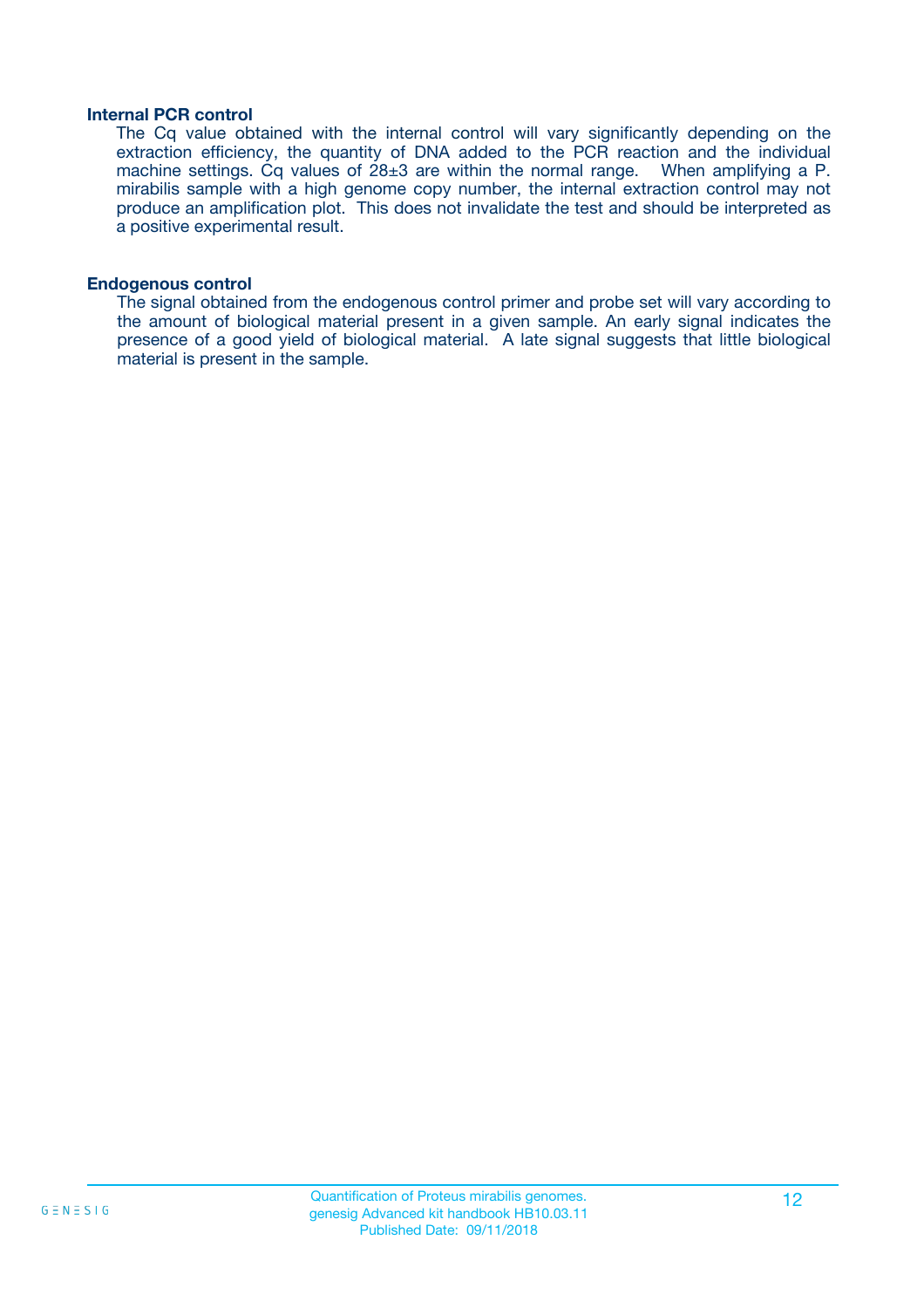### Internal PCR control

The Cq value obtained with the internal control will vary significantly depending on the extraction efficiency, the quantity of DNA added to the PCR reaction and the individual machine settings. Cq values of 28±3 are within the normal range. When amplifying a P. mirabilis sample with a high genome copy number, the internal extraction control may not produce an amplification plot. This does not invalidate the test and should be interpreted as a positive experimental result.

### Endogenous control

The signal obtained from the endogenous control primer and probe set will vary according to the amount of biological material present in a given sample. An early signal indicates the presence of a good yield of biological material. A late signal suggests that little biological material is present in the sample.